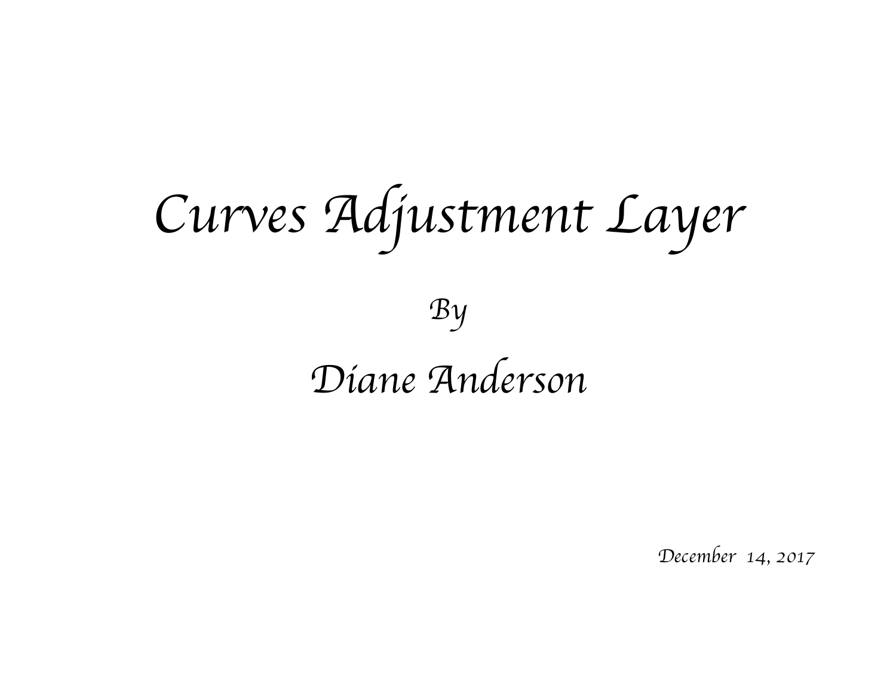# *Curves Adjustment Layer*

*By*

## *Diane Anderson*

*December 14, 2017*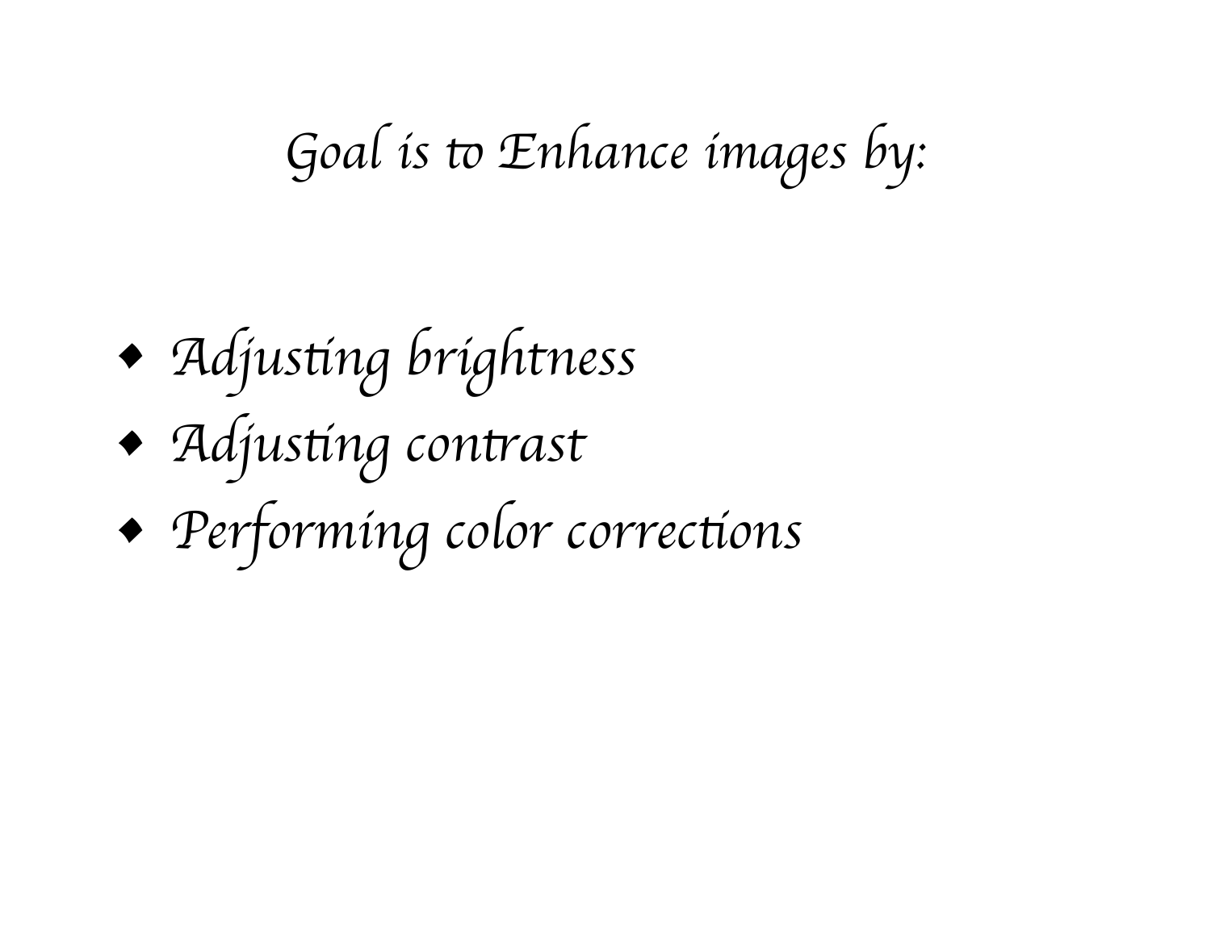## Goal is to Enhance images by:

- Adjusting brightness
- Adjusting contrast
- Performing color corrections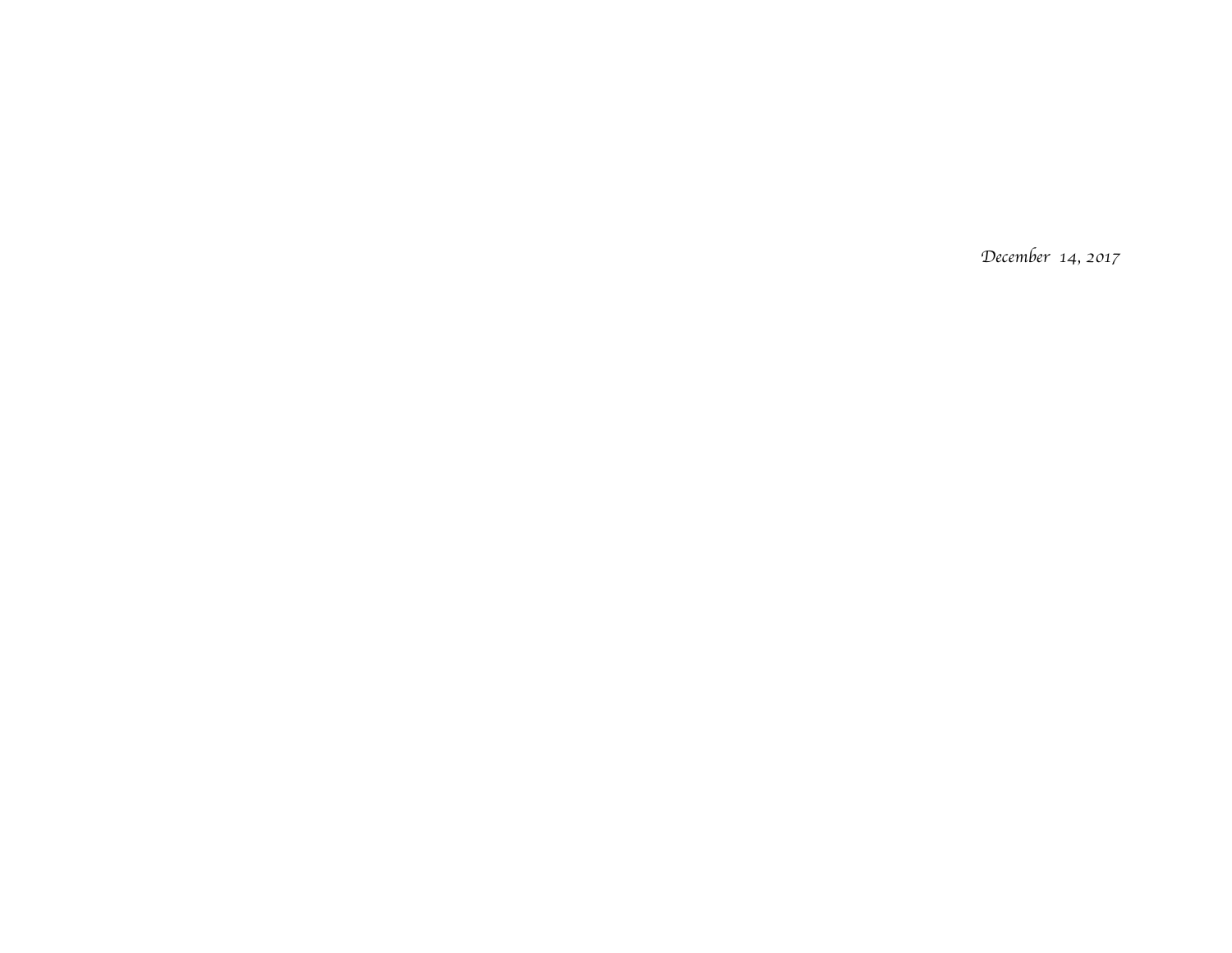*December 14, 2017*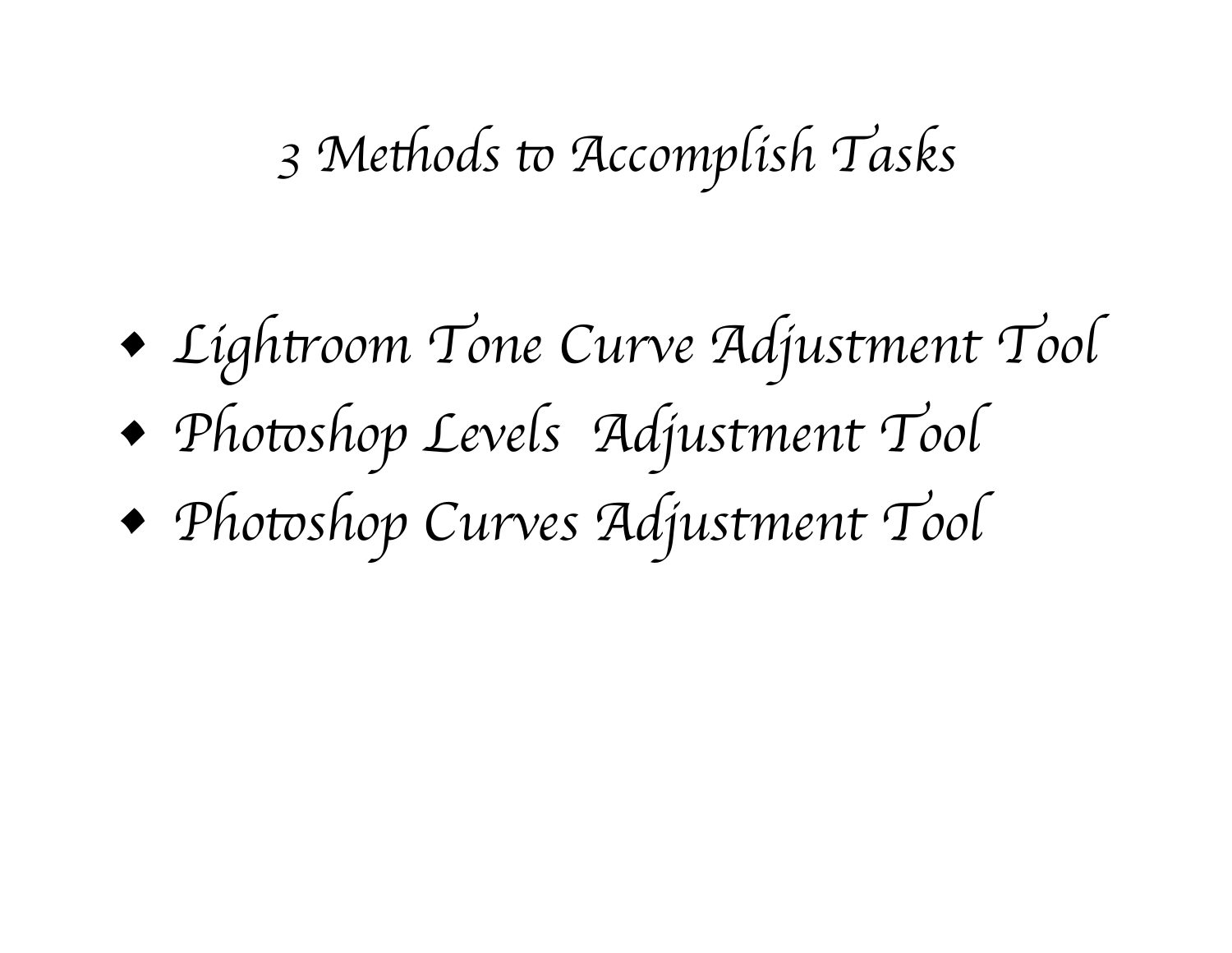# 3 Methods to Accomplish Tasks

- Lightroom Tone Curve Adjustment Tool
- Photoshop Levels Adjustment Tool
- Photoshop Curves Adjustment Tool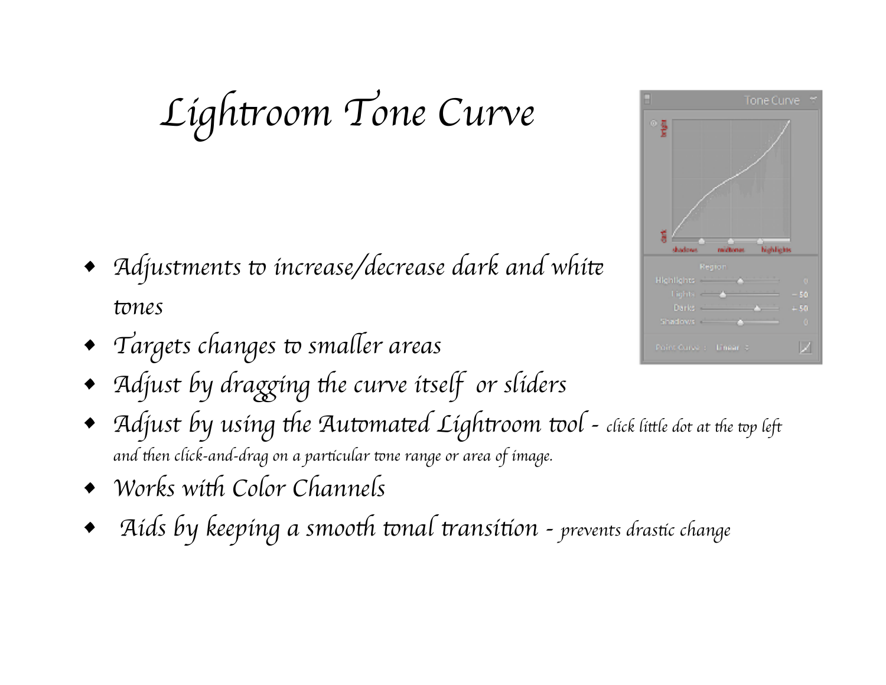# Lightroom Tone Curve

- *Adjustments to increase/decrease dark and white tones*
- *Targets changes to smaller areas*
- *Adjust by dragging the curve itself  or sliders*
- *Adjust by using the Automated Lightroom tool - click little dot at the top left and then click-and-drag on a particular tone range or area of image.*
- *Works with Color Channels*
- *Aids by keeping a smooth tonal transition - prevents drastic change*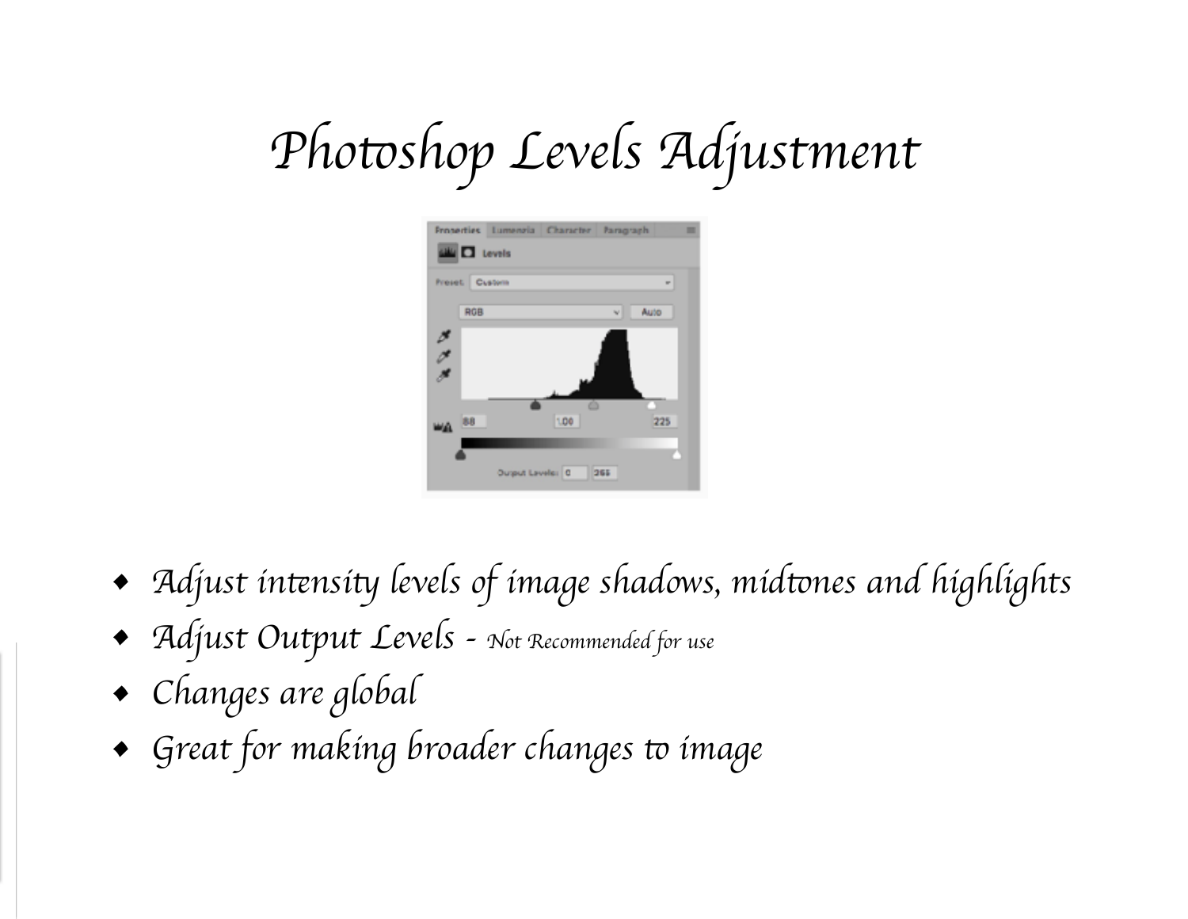# Photoshop Levels Adjustment

- Adjust intensity levels of image shadows, midtones and highlights
- Adjust Output Levels - Not Recommended for use
- Changes are global
- Great for making broader changes to image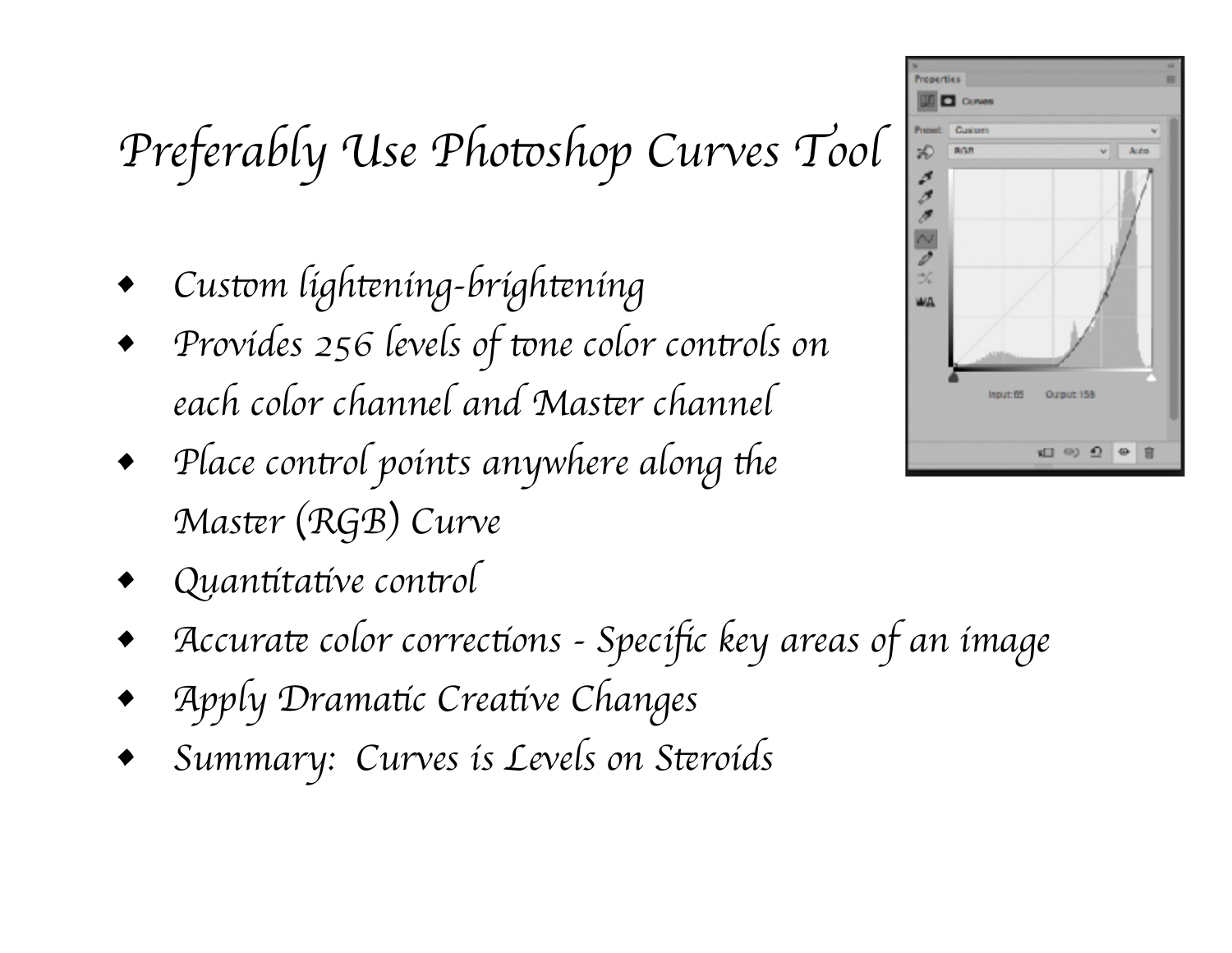# Preferably Use Photoshop Curves Tool

- Custom lightening-brightening
- Provides 256 levels of tone color controls on each color channel and Master channel
- Place control points anywhere along the Master (RGB) Curve
- Quantitative control
- Accurate color corrections - Specific key areas of an image
- Apply Dramatic Creative Changes
- Summary: Curves is Levels on Steroids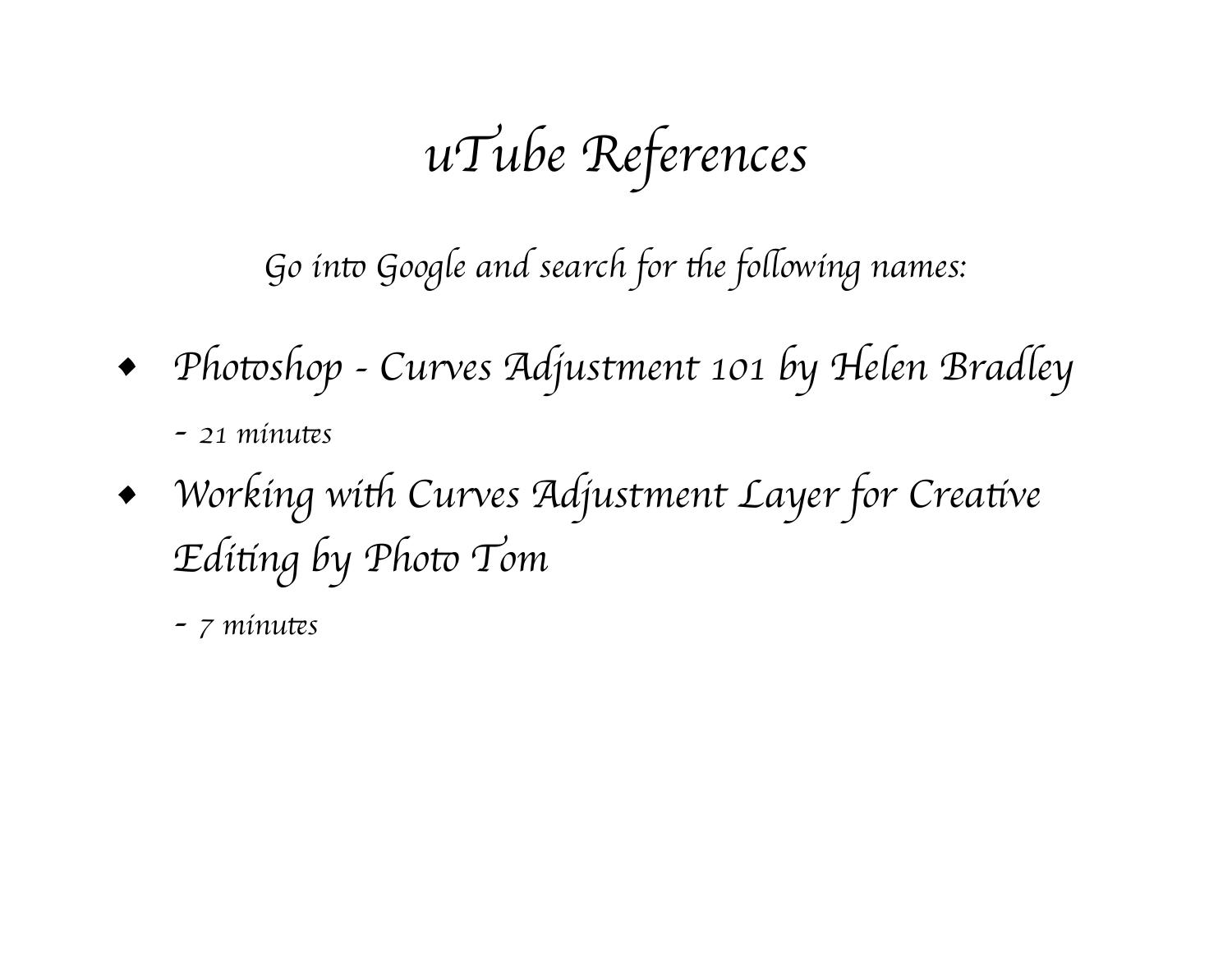# uTube References

Go into Google and search for the following names:

- Photoshop - Curves Adjustment 101 by Helen Bradley
  - 21 minutes
- Working with Curves Adjustment Layer for Creative Editing by Photo Tom
  - 7 minutes